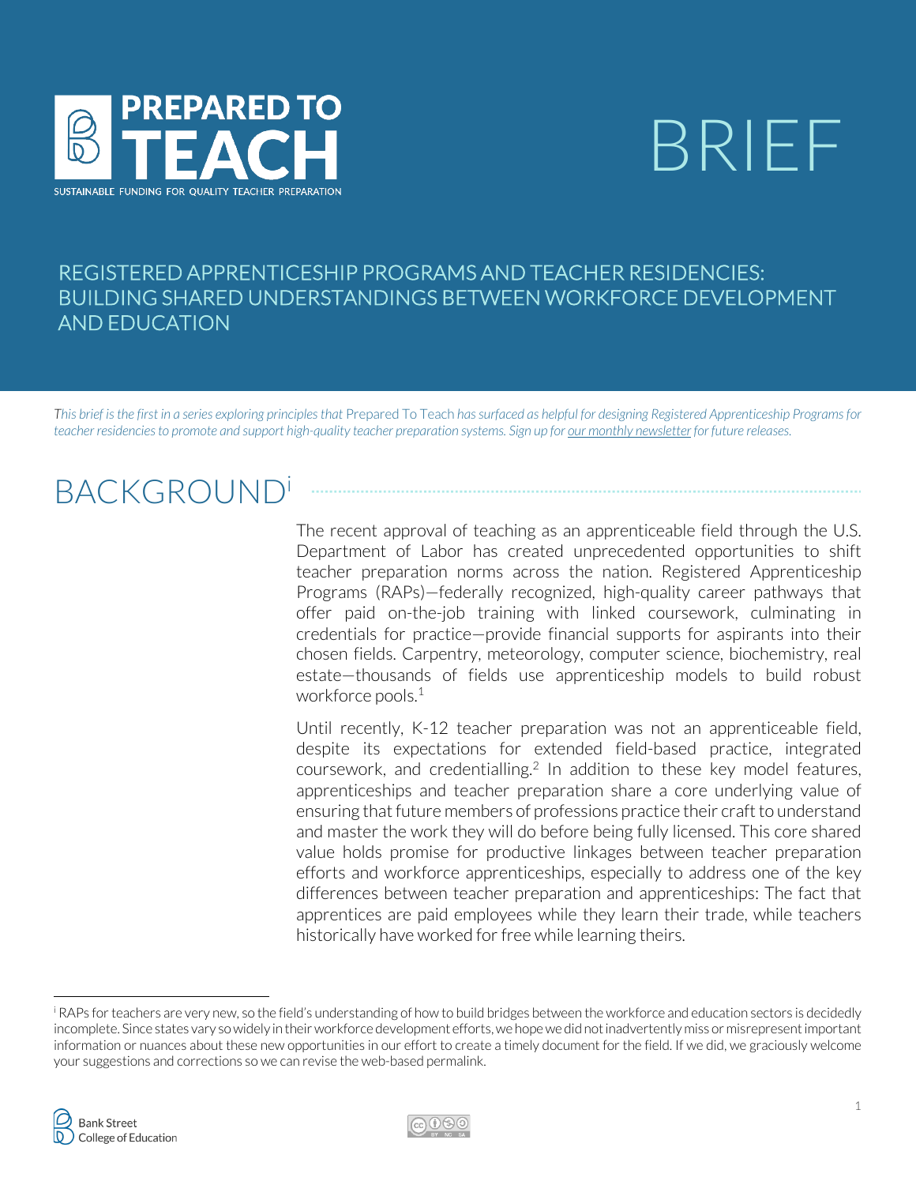PREPARED TO TEACH

SUSTAINABLE FUNDING FOR QUALITY TEACHER PREPARATION

# BRIEF

## REGISTERED APPRENTICESHIP PROGRAMS AND TEACHER RESIDENCIES: BUILDING SHARED UNDERSTANDINGS BETWEEN WORKFORCE DEVELOPMENT AND EDUCATION

*This brief is the first in a series exploring principles that* Prepared To Teach *has surfaced as helpful for designing Registered Apprenticeship Programs for teacher residencies to promote and support high-quality teacher preparation systems. Sign up for our monthly newsletter for future releases.*

## BACKGROUND[i]

The recent approval of teaching as an apprenticeable field through the U.S. Department of Labor has created unprecedented opportunities to shift teacher preparation norms across the nation. Registered Apprenticeship Programs (RAPs)—federally recognized, high-quality career pathways that offer paid on-the-job training with linked coursework, culminating in credentials for practice—provide financial supports for aspirants into their chosen fields. Carpentry, meteorology, computer science, biochemistry, real estate—thousands of fields use apprenticeship models to build robust workforce pools.[1]

Until recently, K-12 teacher preparation was not an apprenticeable field, despite its expectations for extended field-based practice, integrated coursework, and credentialling.[2] In addition to these key model features, apprenticeships and teacher preparation share a core underlying value of ensuring that future members of professions practice their craft to understand and master the work they will do before being fully licensed. This core shared value holds promise for productive linkages between teacher preparation efforts and workforce apprenticeships, especially to address one of the key differences between teacher preparation and apprenticeships: The fact that apprentices are paid employees while they learn their trade, while teachers historically have worked for free while learning theirs.

---

[i] RAPs for teachers are very new, so the field's understanding of how to build bridges between the workforce and education sectors is decidedly incomplete. Since states vary so widely in their workforce development efforts, we hope we did not inadvertently miss or misrepresent important information or nuances about these new opportunities in our effort to create a timely document for the field. If we did, we graciously welcome your suggestions and corrections so we can revise the web-based permalink.

Bank Street College of Education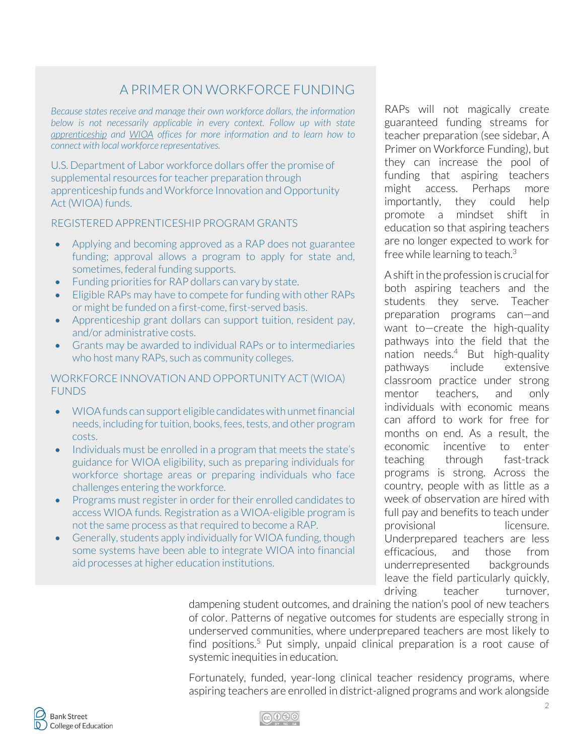## A PRIMER ON WORKFORCE FUNDING

*Because states receive and manage their own workforce dollars, the information below is not necessarily applicable in every context. Follow up with state apprenticeship and WIOA offices for more information and to learn how to connect with local workforce representatives.*

U.S. Department of Labor workforce dollars offer the promise of supplemental resources for teacher preparation through apprenticeship funds and Workforce Innovation and Opportunity Act (WIOA) funds.

### REGISTERED APPRENTICESHIP PROGRAM GRANTS

- Applying and becoming approved as a RAP does not guarantee funding; approval allows a program to apply for state and, sometimes, federal funding supports.
- Funding priorities for RAP dollars can vary by state.
- Eligible RAPs may have to compete for funding with other RAPs or might be funded on a first-come, first-served basis.
- Apprenticeship grant dollars can support tuition, resident pay, and/or administrative costs.
- Grants may be awarded to individual RAPs or to intermediaries who host many RAPs, such as community colleges.

### WORKFORCE INNOVATION AND OPPORTUNITY ACT (WIOA) FUNDS

- WIOA funds can support eligible candidates with unmet financial needs, including for tuition, books, fees, tests, and other program costs.
- Individuals must be enrolled in a program that meets the state's guidance for WIOA eligibility, such as preparing individuals for workforce shortage areas or preparing individuals who face challenges entering the workforce.
- Programs must register in order for their enrolled candidates to access WIOA funds. Registration as a WIOA-eligible program is not the same process as that required to become a RAP.
- Generally, students apply individually for WIOA funding, though some systems have been able to integrate WIOA into financial aid processes at higher education institutions.

RAPs will not magically create guaranteed funding streams for teacher preparation (see sidebar, A Primer on Workforce Funding), but they can increase the pool of funding that aspiring teachers might access. Perhaps more importantly, they could help promote a mindset shift in education so that aspiring teachers are no longer expected to work for free while learning to teach.[3]

A shift in the profession is crucial for both aspiring teachers and the students they serve. Teacher preparation programs can—and want to—create the high-quality pathways into the field that the nation needs.[4] But high-quality pathways include extensive classroom practice under strong mentor teachers, and only individuals with economic means can afford to work for free for months on end. As a result, the economic incentive to enter teaching through fast-track programs is strong. Across the country, people with as little as a week of observation are hired with full pay and benefits to teach under provisional licensure. Underprepared teachers are less efficacious, and those from underrepresented backgrounds leave the field particularly quickly, driving teacher turnover, dampening student outcomes, and draining the nation's pool of new teachers of color. Patterns of negative outcomes for students are especially strong in underserved communities, where underprepared teachers are most likely to find positions.[5] Put simply, unpaid clinical preparation is a root cause of systemic inequities in education.

Fortunately, funded, year-long clinical teacher residency programs, where aspiring teachers are enrolled in district-aligned programs and work alongside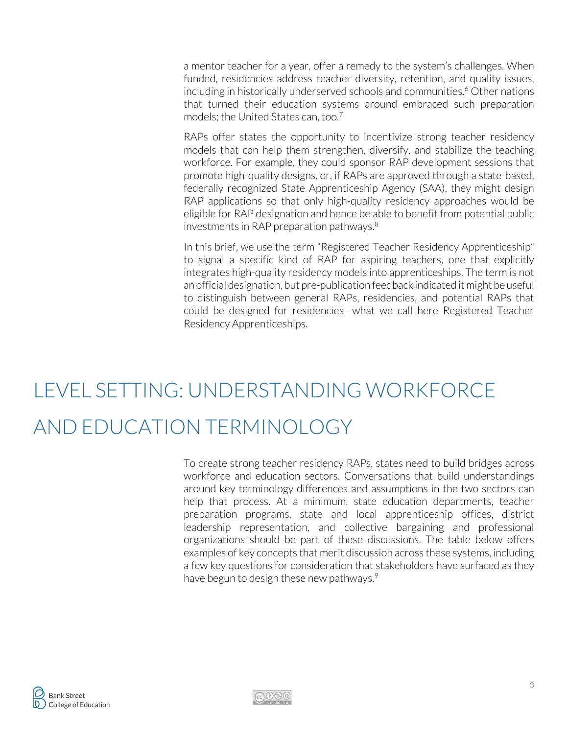a mentor teacher for a year, offer a remedy to the system's challenges. When funded, residencies address teacher diversity, retention, and quality issues, including in historically underserved schools and communities.[6] Other nations that turned their education systems around embraced such preparation models; the United States can, too.[7]

RAPs offer states the opportunity to incentivize strong teacher residency models that can help them strengthen, diversify, and stabilize the teaching workforce. For example, they could sponsor RAP development sessions that promote high-quality designs, or, if RAPs are approved through a state-based, federally recognized State Apprenticeship Agency (SAA), they might design RAP applications so that only high-quality residency approaches would be eligible for RAP designation and hence be able to benefit from potential public investments in RAP preparation pathways.[8]

In this brief, we use the term "Registered Teacher Residency Apprenticeship" to signal a specific kind of RAP for aspiring teachers, one that explicitly integrates high-quality residency models into apprenticeships. The term is not an official designation, but pre-publication feedback indicated it might be useful to distinguish between general RAPs, residencies, and potential RAPs that could be designed for residencies—what we call here Registered Teacher Residency Apprenticeships.

# LEVEL SETTING: UNDERSTANDING WORKFORCE AND EDUCATION TERMINOLOGY

To create strong teacher residency RAPs, states need to build bridges across workforce and education sectors. Conversations that build understandings around key terminology differences and assumptions in the two sectors can help that process. At a minimum, state education departments, teacher preparation programs, state and local apprenticeship offices, district leadership representation, and collective bargaining and professional organizations should be part of these discussions. The table below offers examples of key concepts that merit discussion across these systems, including a few key questions for consideration that stakeholders have surfaced as they have begun to design these new pathways.[9]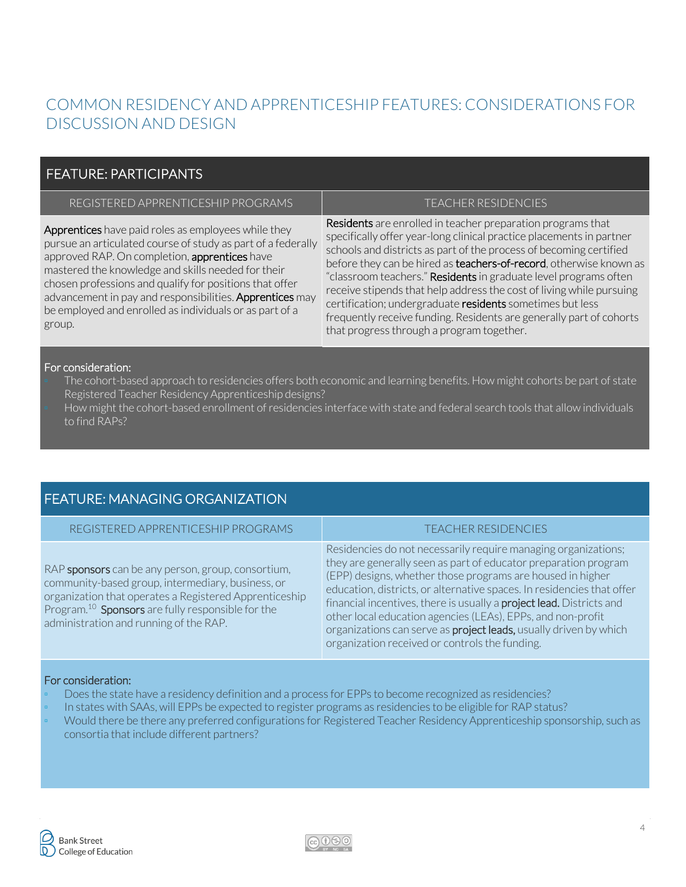## COMMON RESIDENCY AND APPRENTICESHIP FEATURES: CONSIDERATIONS FOR DISCUSSION AND DESIGN

### FEATURE: PARTICIPANTS

| REGISTERED APPRENTICESHIP PROGRAMS | TEACHER RESIDENCIES |
|---|---|
| **Apprentices** have paid roles as employees while they pursue an articulated course of study as part of a federally approved RAP. On completion, **apprentices** have mastered the knowledge and skills needed for their chosen professions and qualify for positions that offer advancement in pay and responsibilities. **Apprentices** may be employed and enrolled as individuals or as part of a group. | **Residents** are enrolled in teacher preparation programs that specifically offer year-long clinical practice placements in partner schools and districts as part of the process of becoming certified before they can be hired as **teachers-of-record**, otherwise known as "classroom teachers." **Residents** in graduate level programs often receive stipends that help address the cost of living while pursuing certification; undergraduate **residents** sometimes but less frequently receive funding. Residents are generally part of cohorts that progress through a program together. |

For consideration:

- The cohort-based approach to residencies offers both economic and learning benefits. How might cohorts be part of state Registered Teacher Residency Apprenticeship designs?
- How might the cohort-based enrollment of residencies interface with state and federal search tools that allow individuals to find RAPs?

### FEATURE: MANAGING ORGANIZATION

| REGISTERED APPRENTICESHIP PROGRAMS | TEACHER RESIDENCIES |
|---|---|
| RAP **sponsors** can be any person, group, consortium, community-based group, intermediary, business, or organization that operates a Registered Apprenticeship Program.[10] **Sponsors** are fully responsible for the administration and running of the RAP. | Residencies do not necessarily require managing organizations; they are generally seen as part of educator preparation program (EPP) designs, whether those programs are housed in higher education, districts, or alternative spaces. In residencies that offer financial incentives, there is usually a **project lead.** Districts and other local education agencies (LEAs), EPPs, and non-profit organizations can serve as **project leads,** usually driven by which organization received or controls the funding. |

For consideration:

- Does the state have a residency definition and a process for EPPs to become recognized as residencies?
- In states with SAAs, will EPPs be expected to register programs as residencies to be eligible for RAP status?
- Would there be there any preferred configurations for Registered Teacher Residency Apprenticeship sponsorship, such as consortia that include different partners?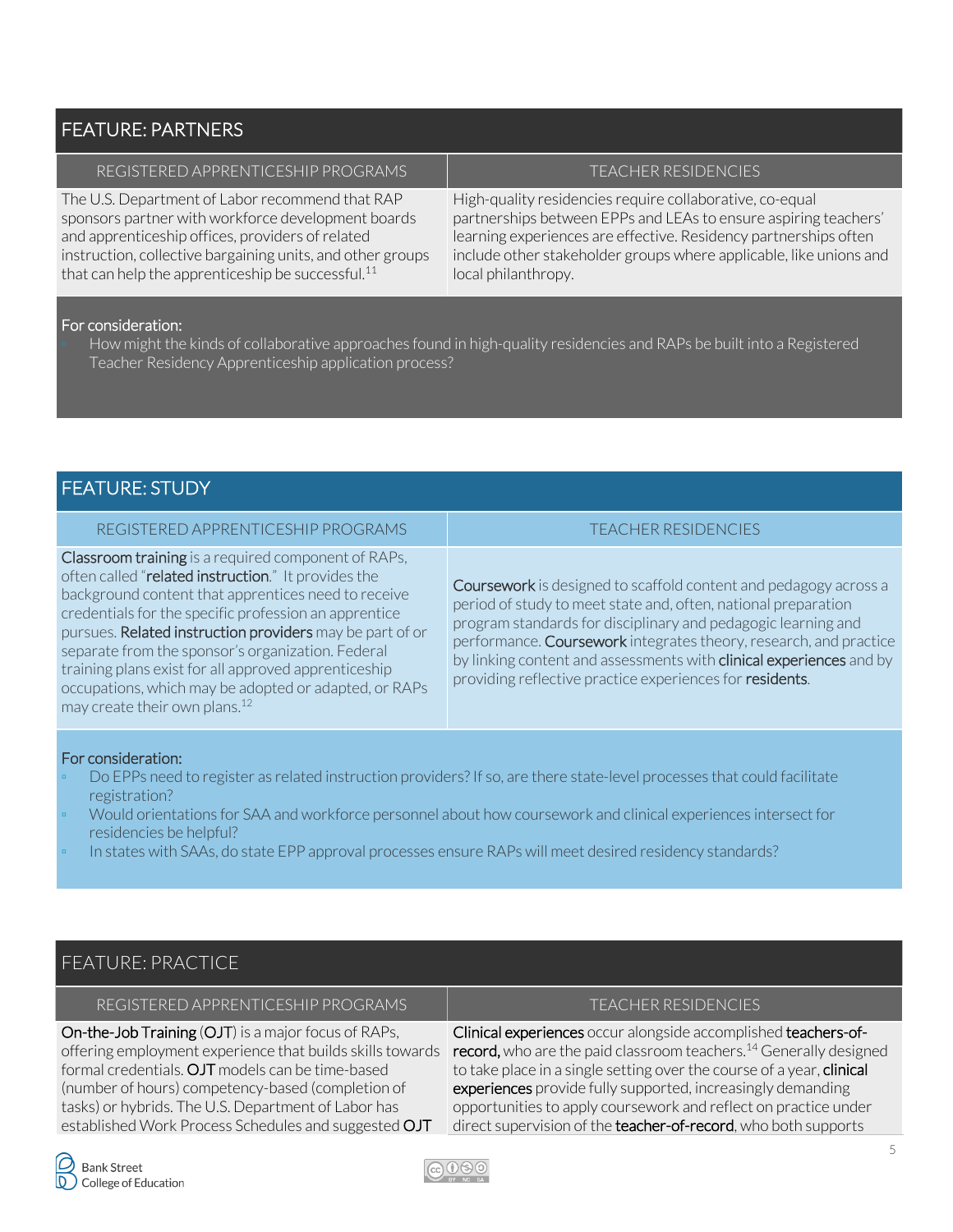## FEATURE: PARTNERS

| REGISTERED APPRENTICESHIP PROGRAMS | TEACHER RESIDENCIES |
|---|---|
| The U.S. Department of Labor recommend that RAP sponsors partner with workforce development boards and apprenticeship offices, providers of related instruction, collective bargaining units, and other groups that can help the apprenticeship be successful.[11] | High-quality residencies require collaborative, co-equal partnerships between EPPs and LEAs to ensure aspiring teachers' learning experiences are effective. Residency partnerships often include other stakeholder groups where applicable, like unions and local philanthropy. |

**For consideration:**

- How might the kinds of collaborative approaches found in high-quality residencies and RAPs be built into a Registered Teacher Residency Apprenticeship application process?

## FEATURE: STUDY

| REGISTERED APPRENTICESHIP PROGRAMS | TEACHER RESIDENCIES |
|---|---|
| **Classroom training** is a required component of RAPs, often called "**related instruction**." It provides the background content that apprentices need to receive credentials for the specific profession an apprentice pursues. **Related instruction providers** may be part of or separate from the sponsor's organization. Federal training plans exist for all approved apprenticeship occupations, which may be adopted or adapted, or RAPs may create their own plans.[12] | **Coursework** is designed to scaffold content and pedagogy across a period of study to meet state and, often, national preparation program standards for disciplinary and pedagogic learning and performance. **Coursework** integrates theory, research, and practice by linking content and assessments with **clinical experiences** and by providing reflective practice experiences for **residents**. |

**For consideration:**

- Do EPPs need to register as related instruction providers? If so, are there state-level processes that could facilitate registration?
- Would orientations for SAA and workforce personnel about how coursework and clinical experiences intersect for residencies be helpful?
- In states with SAAs, do state EPP approval processes ensure RAPs will meet desired residency standards?

## FEATURE: PRACTICE

| REGISTERED APPRENTICESHIP PROGRAMS | TEACHER RESIDENCIES |
|---|---|
| **On-the-Job Training** (**OJT**) is a major focus of RAPs, offering employment experience that builds skills towards formal credentials. **OJT** models can be time-based (number of hours) competency-based (completion of tasks) or hybrids. The U.S. Department of Labor has established Work Process Schedules and suggested **OJT** | **Clinical experiences** occur alongside accomplished **teachers-of-record,** who are the paid classroom teachers.[14] Generally designed to take place in a single setting over the course of a year, **clinical experiences** provide fully supported, increasingly demanding opportunities to apply coursework and reflect on practice under direct supervision of the **teacher-of-record**, who both supports |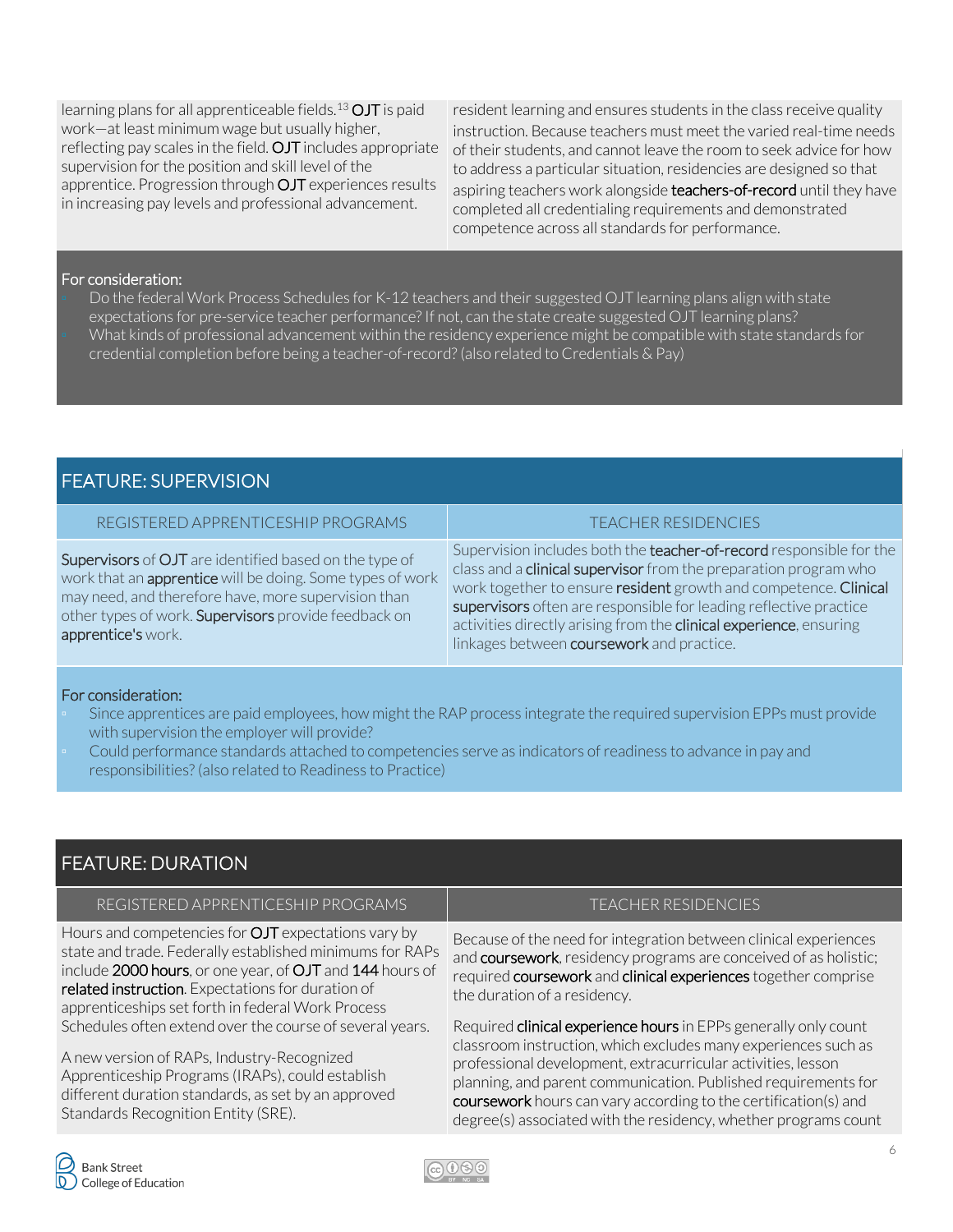| REGISTERED APPRENTICESHIP PROGRAMS | TEACHER RESIDENCIES |
| --- | --- |
| learning plans for all apprenticeable fields.[13] **OJT** is paid work—at least minimum wage but usually higher, reflecting pay scales in the field. **OJT** includes appropriate supervision for the position and skill level of the apprentice. Progression through **OJT** experiences results in increasing pay levels and professional advancement. | resident learning and ensures students in the class receive quality instruction. Because teachers must meet the varied real-time needs of their students, and cannot leave the room to seek advice for how to address a particular situation, residencies are designed so that aspiring teachers work alongside **teachers-of-record** until they have completed all credentialing requirements and demonstrated competence across all standards for performance. |

For consideration:

- Do the federal Work Process Schedules for K-12 teachers and their suggested OJT learning plans align with state expectations for pre-service teacher performance? If not, can the state create suggested OJT learning plans?
- What kinds of professional advancement within the residency experience might be compatible with state standards for credential completion before being a teacher-of-record? (also related to Credentials & Pay)

## FEATURE: SUPERVISION

| REGISTERED APPRENTICESHIP PROGRAMS | TEACHER RESIDENCIES |
| --- | --- |
| **Supervisors** of **OJT** are identified based on the type of work that an **apprentice** will be doing. Some types of work may need, and therefore have, more supervision than other types of work. **Supervisors** provide feedback on **apprentice's** work. | Supervision includes both the **teacher-of-record** responsible for the class and a **clinical supervisor** from the preparation program who work together to ensure **resident** growth and competence. **Clinical supervisors** often are responsible for leading reflective practice activities directly arising from the **clinical experience**, ensuring linkages between **coursework** and practice. |

For consideration:

- Since apprentices are paid employees, how might the RAP process integrate the required supervision EPPs must provide with supervision the employer will provide?
- Could performance standards attached to competencies serve as indicators of readiness to advance in pay and responsibilities? (also related to Readiness to Practice)

## FEATURE: DURATION

| REGISTERED APPRENTICESHIP PROGRAMS | TEACHER RESIDENCIES |
| --- | --- |
| Hours and competencies for **OJT** expectations vary by state and trade. Federally established minimums for RAPs include **2000 hours**, or one year, of **OJT** and **144** hours of **related instruction**. Expectations for duration of apprenticeships set forth in federal Work Process Schedules often extend over the course of several years.<br><br>A new version of RAPs, Industry-Recognized Apprenticeship Programs (IRAPs), could establish different duration standards, as set by an approved Standards Recognition Entity (SRE). | Because of the need for integration between clinical experiences and **coursework**, residency programs are conceived of as holistic; required **coursework** and **clinical experiences** together comprise the duration of a residency.<br><br>Required **clinical experience hours** in EPPs generally only count classroom instruction, which excludes many experiences such as professional development, extracurricular activities, lesson planning, and parent communication. Published requirements for **coursework** hours can vary according to the certification(s) and degree(s) associated with the residency, whether programs count |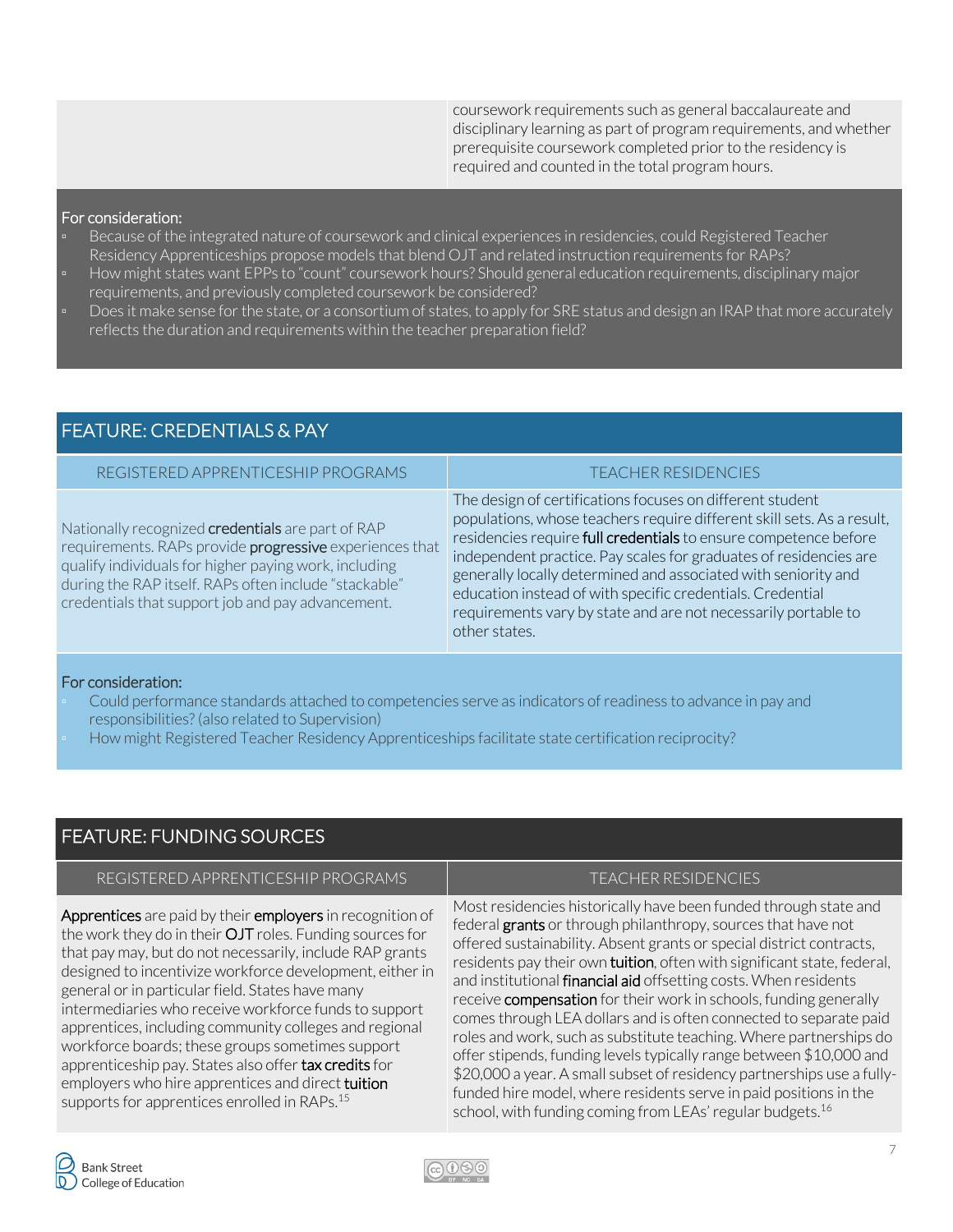| | coursework requirements such as general baccalaureate and disciplinary learning as part of program requirements, and whether prerequisite coursework completed prior to the residency is required and counted in the total program hours. |
|---|---|

For consideration:

- Because of the integrated nature of coursework and clinical experiences in residencies, could Registered Teacher Residency Apprenticeships propose models that blend OJT and related instruction requirements for RAPs?
- How might states want EPPs to "count" coursework hours? Should general education requirements, disciplinary major requirements, and previously completed coursework be considered?
- Does it make sense for the state, or a consortium of states, to apply for SRE status and design an IRAP that more accurately reflects the duration and requirements within the teacher preparation field?

## FEATURE: CREDENTIALS & PAY

| REGISTERED APPRENTICESHIP PROGRAMS | TEACHER RESIDENCIES |
|---|---|
| Nationally recognized **credentials** are part of RAP requirements. RAPs provide **progressive** experiences that qualify individuals for higher paying work, including during the RAP itself. RAPs often include "stackable" credentials that support job and pay advancement. | The design of certifications focuses on different student populations, whose teachers require different skill sets. As a result, residencies require **full credentials** to ensure competence before independent practice. Pay scales for graduates of residencies are generally locally determined and associated with seniority and education instead of with specific credentials. Credential requirements vary by state and are not necessarily portable to other states. |

For consideration:

- Could performance standards attached to competencies serve as indicators of readiness to advance in pay and responsibilities? (also related to Supervision)
- How might Registered Teacher Residency Apprenticeships facilitate state certification reciprocity?

## FEATURE: FUNDING SOURCES

| REGISTERED APPRENTICESHIP PROGRAMS | TEACHER RESIDENCIES |
|---|---|
| **Apprentices** are paid by their **employers** in recognition of the work they do in their **OJT** roles. Funding sources for that pay may, but do not necessarily, include RAP grants designed to incentivize workforce development, either in general or in particular field. States have many intermediaries who receive workforce funds to support apprentices, including community colleges and regional workforce boards; these groups sometimes support apprenticeship pay. States also offer **tax credits** for employers who hire apprentices and direct **tuition** supports for apprentices enrolled in RAPs.[15] | Most residencies historically have been funded through state and federal **grants** or through philanthropy, sources that have not offered sustainability. Absent grants or special district contracts, residents pay their own **tuition**, often with significant state, federal, and institutional **financial aid** offsetting costs. When residents receive **compensation** for their work in schools, funding generally comes through LEA dollars and is often connected to separate paid roles and work, such as substitute teaching. Where partnerships do offer stipends, funding levels typically range between $10,000 and $20,000 a year. A small subset of residency partnerships use a fully-funded hire model, where residents serve in paid positions in the school, with funding coming from LEAs' regular budgets.[16] |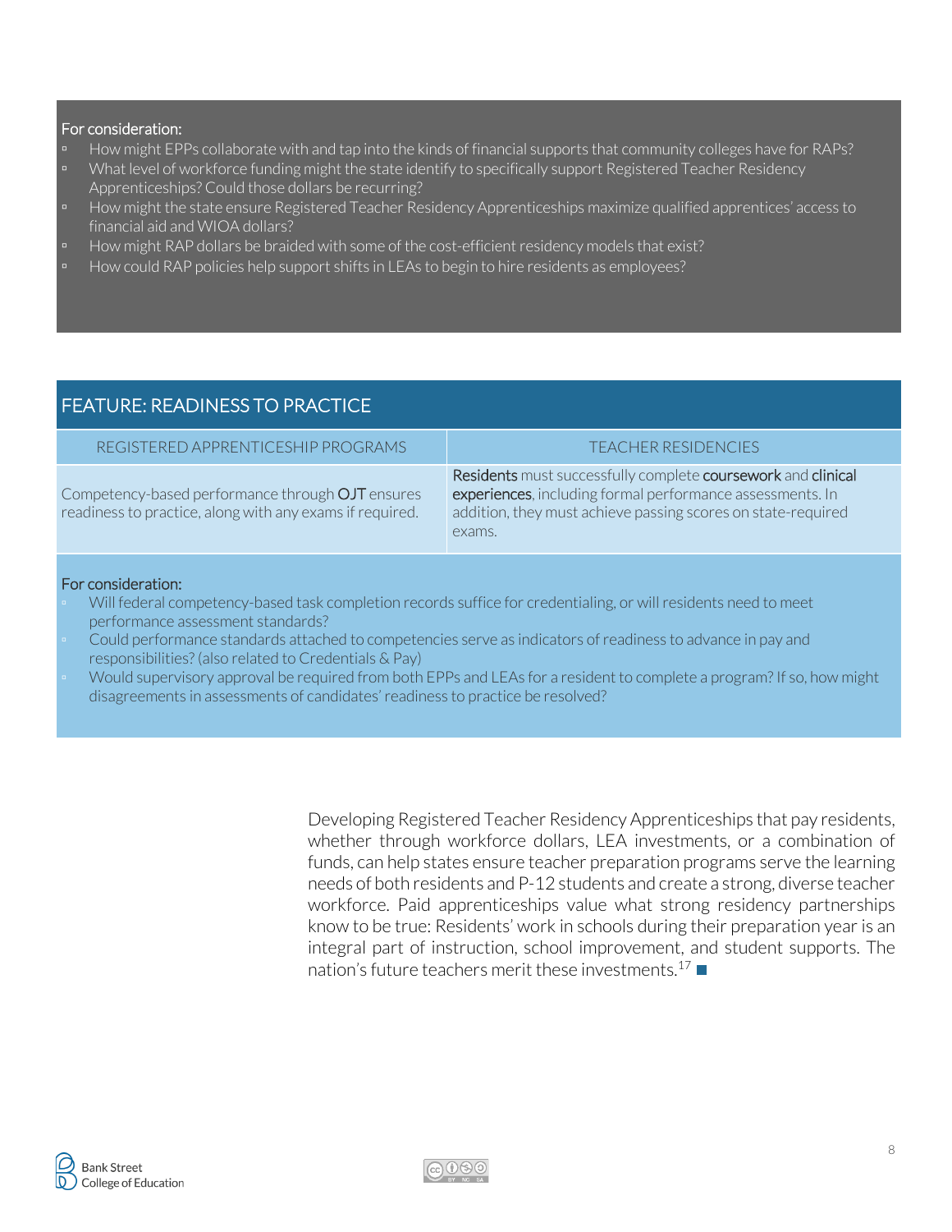For consideration:

- How might EPPs collaborate with and tap into the kinds of financial supports that community colleges have for RAPs?
- What level of workforce funding might the state identify to specifically support Registered Teacher Residency Apprenticeships? Could those dollars be recurring?
- How might the state ensure Registered Teacher Residency Apprenticeships maximize qualified apprentices' access to financial aid and WIOA dollars?
- How might RAP dollars be braided with some of the cost-efficient residency models that exist?
- How could RAP policies help support shifts in LEAs to begin to hire residents as employees?

## FEATURE: READINESS TO PRACTICE

| REGISTERED APPRENTICESHIP PROGRAMS | TEACHER RESIDENCIES |
|---|---|
| Competency-based performance through **OJT** ensures readiness to practice, along with any exams if required. | **Residents** must successfully complete **coursework** and **clinical experiences**, including formal performance assessments. In addition, they must achieve passing scores on state-required exams. |

For consideration:

- Will federal competency-based task completion records suffice for credentialing, or will residents need to meet performance assessment standards?
- Could performance standards attached to competencies serve as indicators of readiness to advance in pay and responsibilities? (also related to Credentials & Pay)
- Would supervisory approval be required from both EPPs and LEAs for a resident to complete a program? If so, how might disagreements in assessments of candidates' readiness to practice be resolved?

Developing Registered Teacher Residency Apprenticeships that pay residents, whether through workforce dollars, LEA investments, or a combination of funds, can help states ensure teacher preparation programs serve the learning needs of both residents and P-12 students and create a strong, diverse teacher workforce. Paid apprenticeships value what strong residency partnerships know to be true: Residents' work in schools during their preparation year is an integral part of instruction, school improvement, and student supports. The nation's future teachers merit these investments.[17]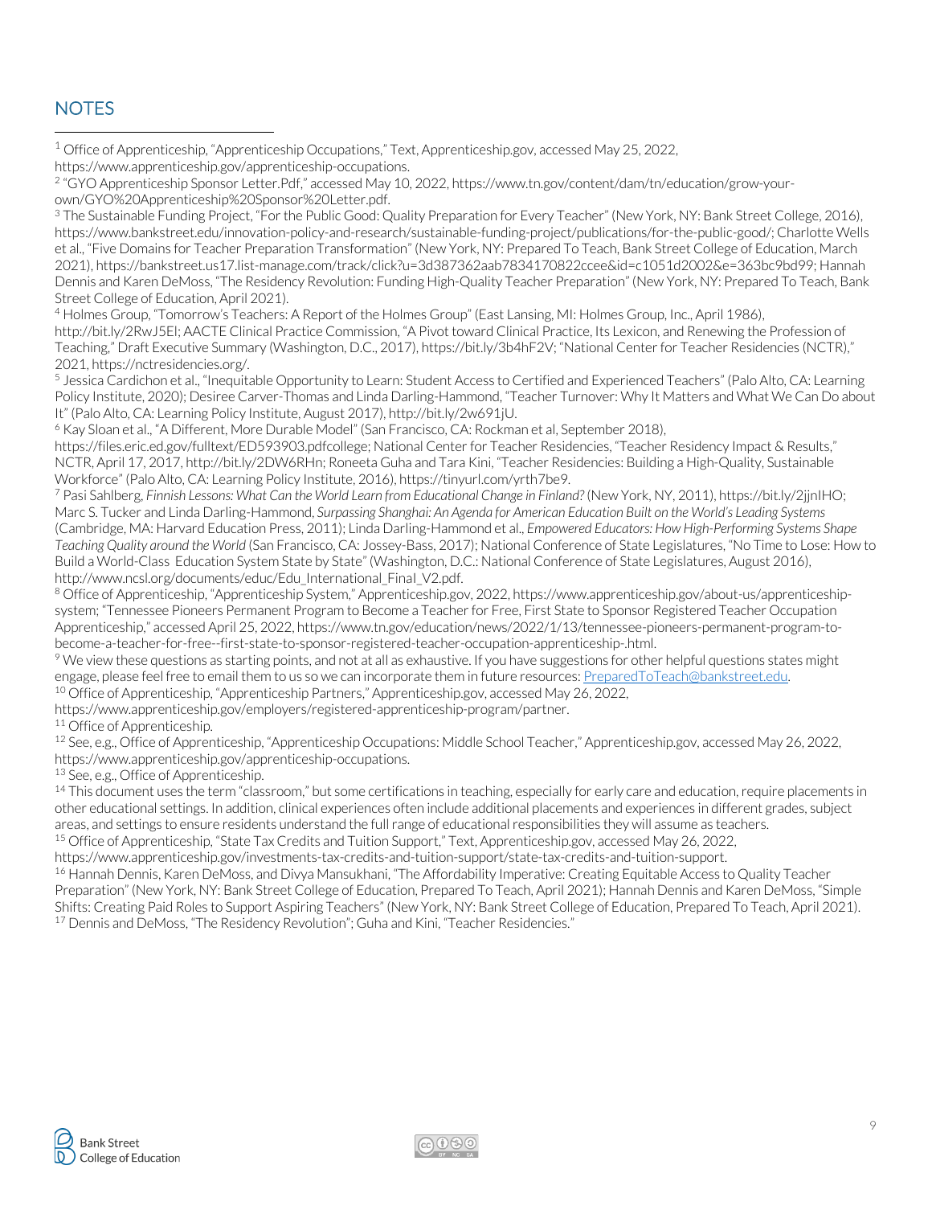## NOTES

[1] Office of Apprenticeship, "Apprenticeship Occupations," Text, Apprenticeship.gov, accessed May 25, 2022, https://www.apprenticeship.gov/apprenticeship-occupations.

[2] "GYO Apprenticeship Sponsor Letter.Pdf," accessed May 10, 2022, https://www.tn.gov/content/dam/tn/education/grow-your-own/GYO%20Apprenticeship%20Sponsor%20Letter.pdf.

[3] The Sustainable Funding Project, "For the Public Good: Quality Preparation for Every Teacher" (New York, NY: Bank Street College, 2016), https://www.bankstreet.edu/innovation-policy-and-research/sustainable-funding-project/publications/for-the-public-good/; Charlotte Wells et al., "Five Domains for Teacher Preparation Transformation" (New York, NY: Prepared To Teach, Bank Street College of Education, March 2021), https://bankstreet.us17.list-manage.com/track/click?u=3d387362aab7834170822ccee&id=c1051d2002&e=363bc9bd99; Hannah Dennis and Karen DeMoss, "The Residency Revolution: Funding High-Quality Teacher Preparation" (New York, NY: Prepared To Teach, Bank Street College of Education, April 2021).

[4] Holmes Group, "Tomorrow's Teachers: A Report of the Holmes Group" (East Lansing, MI: Holmes Group, Inc., April 1986), http://bit.ly/2RwJ5El; AACTE Clinical Practice Commission, "A Pivot toward Clinical Practice, Its Lexicon, and Renewing the Profession of Teaching," Draft Executive Summary (Washington, D.C., 2017), https://bit.ly/3b4hF2V; "National Center for Teacher Residencies (NCTR)," 2021, https://nctresidencies.org/.

[5] Jessica Cardichon et al., "Inequitable Opportunity to Learn: Student Access to Certified and Experienced Teachers" (Palo Alto, CA: Learning Policy Institute, 2020); Desiree Carver-Thomas and Linda Darling-Hammond, "Teacher Turnover: Why It Matters and What We Can Do about It" (Palo Alto, CA: Learning Policy Institute, August 2017), http://bit.ly/2w691jU.

[6] Kay Sloan et al., "A Different, More Durable Model" (San Francisco, CA: Rockman et al, September 2018), https://files.eric.ed.gov/fulltext/ED593903.pdfcollege; National Center for Teacher Residencies, "Teacher Residency Impact & Results," NCTR, April 17, 2017, http://bit.ly/2DW6RHn; Roneeta Guha and Tara Kini, "Teacher Residencies: Building a High-Quality, Sustainable Workforce" (Palo Alto, CA: Learning Policy Institute, 2016), https://tinyurl.com/yrth7be9.

[7] Pasi Sahlberg, *Finnish Lessons: What Can the World Learn from Educational Change in Finland?* (New York, NY, 2011), https://bit.ly/2jjnIHO; Marc S. Tucker and Linda Darling-Hammond, *Surpassing Shanghai: An Agenda for American Education Built on the World's Leading Systems* (Cambridge, MA: Harvard Education Press, 2011); Linda Darling-Hammond et al., *Empowered Educators: How High-Performing Systems Shape Teaching Quality around the World* (San Francisco, CA: Jossey-Bass, 2017); National Conference of State Legislatures, "No Time to Lose: How to Build a World-Class Education System State by State" (Washington, D.C.: National Conference of State Legislatures, August 2016), http://www.ncsl.org/documents/educ/Edu_International_Final_V2.pdf.

[8] Office of Apprenticeship, "Apprenticeship System," Apprenticeship.gov, 2022, https://www.apprenticeship.gov/about-us/apprenticeship-system; "Tennessee Pioneers Permanent Program to Become a Teacher for Free, First State to Sponsor Registered Teacher Occupation Apprenticeship," accessed April 25, 2022, https://www.tn.gov/education/news/2022/1/13/tennessee-pioneers-permanent-program-to-become-a-teacher-for-free--first-state-to-sponsor-registered-teacher-occupation-apprenticeship-.html.

[9] We view these questions as starting points, and not at all as exhaustive. If you have suggestions for other helpful questions states might engage, please feel free to email them to us so we can incorporate them in future resources: PreparedToTeach@bankstreet.edu.

[10] Office of Apprenticeship, "Apprenticeship Partners," Apprenticeship.gov, accessed May 26, 2022, https://www.apprenticeship.gov/employers/registered-apprenticeship-program/partner.

[11] Office of Apprenticeship.

[12] See, e.g., Office of Apprenticeship, "Apprenticeship Occupations: Middle School Teacher," Apprenticeship.gov, accessed May 26, 2022, https://www.apprenticeship.gov/apprenticeship-occupations.

[13] See, e.g., Office of Apprenticeship.

[14] This document uses the term "classroom," but some certifications in teaching, especially for early care and education, require placements in other educational settings. In addition, clinical experiences often include additional placements and experiences in different grades, subject areas, and settings to ensure residents understand the full range of educational responsibilities they will assume as teachers.

[15] Office of Apprenticeship, "State Tax Credits and Tuition Support," Text, Apprenticeship.gov, accessed May 26, 2022, https://www.apprenticeship.gov/investments-tax-credits-and-tuition-support/state-tax-credits-and-tuition-support.

[16] Hannah Dennis, Karen DeMoss, and Divya Mansukhani, "The Affordability Imperative: Creating Equitable Access to Quality Teacher Preparation" (New York, NY: Bank Street College of Education, Prepared To Teach, April 2021); Hannah Dennis and Karen DeMoss, "Simple Shifts: Creating Paid Roles to Support Aspiring Teachers" (New York, NY: Bank Street College of Education, Prepared To Teach, April 2021).

[17] Dennis and DeMoss, "The Residency Revolution"; Guha and Kini, "Teacher Residencies."